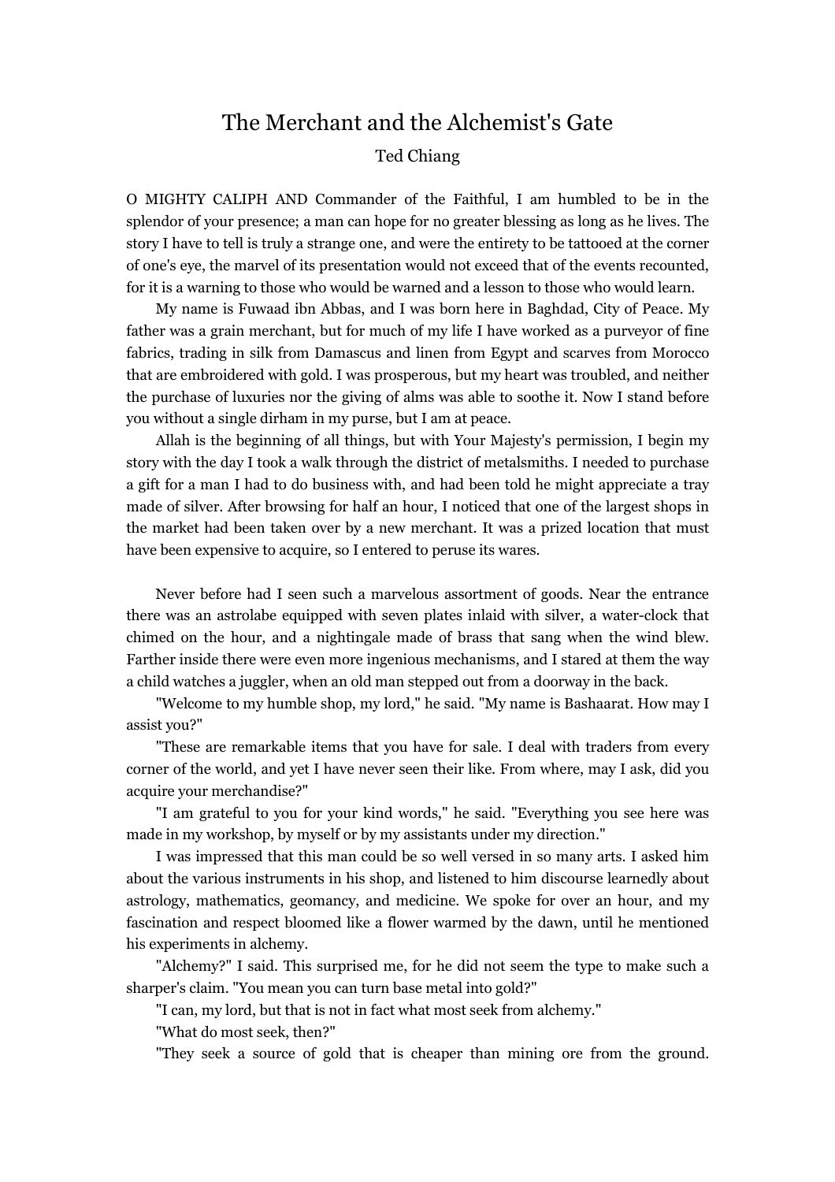# The Merchant and the Alchemist's Gate

Ted Chiang

O MIGHTY CALIPH AND Commander of the Faithful, I am humbled to be in the splendor of your presence; a man can hope for no greater blessing as long as he lives. The story I have to tell is truly a strange one, and were the entirety to be tattooed at the corner of one's eye, the marvel of its presentation would not exceed that of the events recounted, for it is a warning to those who would be warned and a lesson to those who would learn.

My name is Fuwaad ibn Abbas, and I was born here in Baghdad, City of Peace. My father was a grain merchant, but for much of my life I have worked as a purveyor of fine fabrics, trading in silk from Damascus and linen from Egypt and scarves from Morocco that are embroidered with gold. I was prosperous, but my heart was troubled, and neither the purchase of luxuries nor the giving of alms was able to soothe it. Now I stand before you without a single dirham in my purse, but I am at peace.

Allah is the beginning of all things, but with Your Majesty's permission, I begin my story with the day I took a walk through the district of metalsmiths. I needed to purchase a gift for a man I had to do business with, and had been told he might appreciate a tray made of silver. After browsing for half an hour, I noticed that one of the largest shops in the market had been taken over by a new merchant. It was a prized location that must have been expensive to acquire, so I entered to peruse its wares.

Never before had I seen such a marvelous assortment of goods. Near the entrance there was an astrolabe equipped with seven plates inlaid with silver, a water-clock that chimed on the hour, and a nightingale made of brass that sang when the wind blew. Farther inside there were even more ingenious mechanisms, and I stared at them the way a child watches a juggler, when an old man stepped out from a doorway in the back.

"Welcome to my humble shop, my lord," he said. "My name is Bashaarat. How may I assist you?"

"These are remarkable items that you have for sale. I deal with traders from every corner of the world, and yet I have never seen their like. From where, may I ask, did you acquire your merchandise?"

"I am grateful to you for your kind words," he said. "Everything you see here was made in my workshop, by myself or by my assistants under my direction."

I was impressed that this man could be so well versed in so many arts. I asked him about the various instruments in his shop, and listened to him discourse learnedly about astrology, mathematics, geomancy, and medicine. We spoke for over an hour, and my fascination and respect bloomed like a flower warmed by the dawn, until he mentioned his experiments in alchemy.

"Alchemy?" I said. This surprised me, for he did not seem the type to make such a sharper's claim. "You mean you can turn base metal into gold?"

"I can, my lord, but that is not in fact what most seek from alchemy."

"What do most seek, then?"

"They seek a source of gold that is cheaper than mining ore from the ground.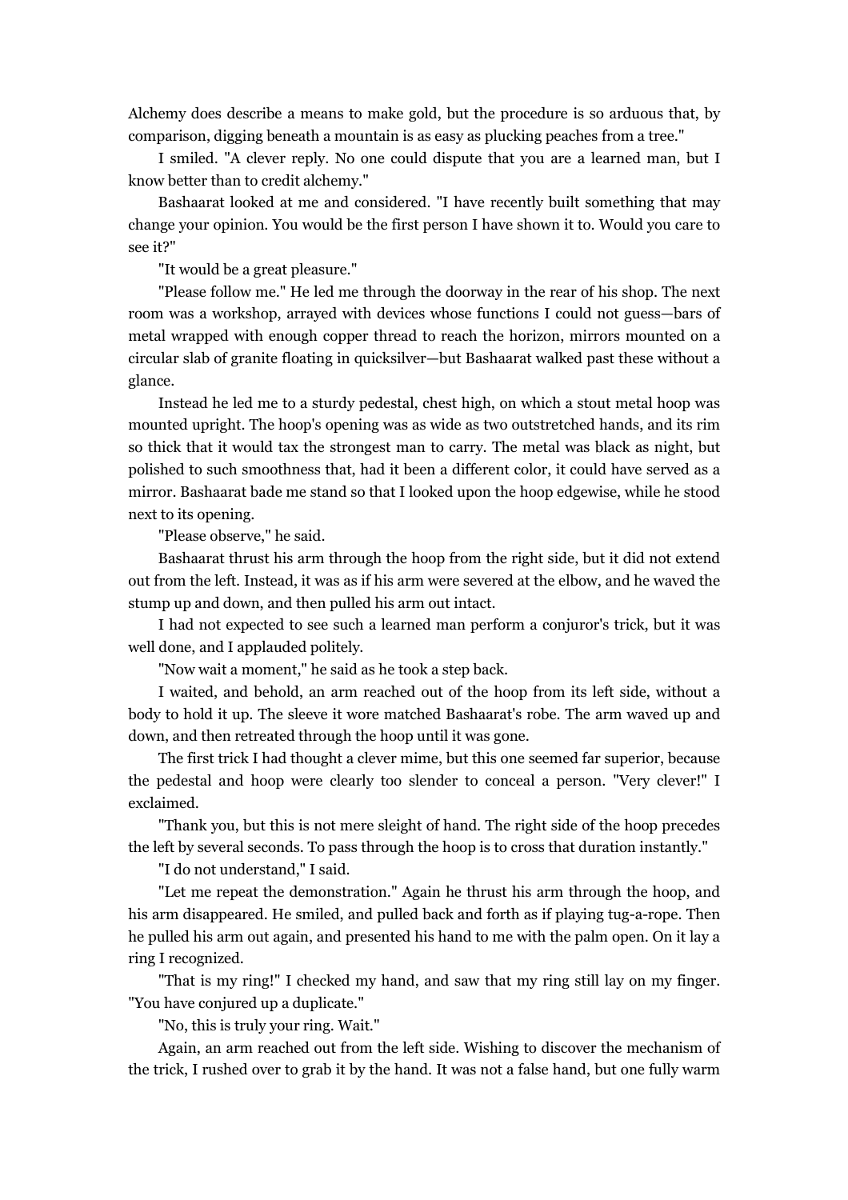Alchemy does describe a means to make gold, but the procedure is so arduous that, by comparison, digging beneath a mountain is as easy as plucking peaches from a tree."

I smiled. "A clever reply. No one could dispute that you are a learned man, but I know better than to credit alchemy."

Bashaarat looked at me and considered. "I have recently built something that may change your opinion. You would be the first person I have shown it to. Would you care to see it?"

"It would be a great pleasure."

"Please follow me." He led me through the doorway in the rear of his shop. The next room was a workshop, arrayed with devices whose functions I could not guess—bars of metal wrapped with enough copper thread to reach the horizon, mirrors mounted on a circular slab of granite floating in quicksilver—but Bashaarat walked past these without a glance.

Instead he led me to a sturdy pedestal, chest high, on which a stout metal hoop was mounted upright. The hoop's opening was as wide as two outstretched hands, and its rim so thick that it would tax the strongest man to carry. The metal was black as night, but polished to such smoothness that, had it been a different color, it could have served as a mirror. Bashaarat bade me stand so that I looked upon the hoop edgewise, while he stood next to its opening.

"Please observe," he said.

Bashaarat thrust his arm through the hoop from the right side, but it did not extend out from the left. Instead, it was as if his arm were severed at the elbow, and he waved the stump up and down, and then pulled his arm out intact.

I had not expected to see such a learned man perform a conjuror's trick, but it was well done, and I applauded politely.

"Now wait a moment," he said as he took a step back.

I waited, and behold, an arm reached out of the hoop from its left side, without a body to hold it up. The sleeve it wore matched Bashaarat's robe. The arm waved up and down, and then retreated through the hoop until it was gone.

The first trick I had thought a clever mime, but this one seemed far superior, because the pedestal and hoop were clearly too slender to conceal a person. "Very clever!" I exclaimed.

"Thank you, but this is not mere sleight of hand. The right side of the hoop precedes the left by several seconds. To pass through the hoop is to cross that duration instantly."

"I do not understand," I said.

"Let me repeat the demonstration." Again he thrust his arm through the hoop, and his arm disappeared. He smiled, and pulled back and forth as if playing tug-a-rope. Then he pulled his arm out again, and presented his hand to me with the palm open. On it lay a ring I recognized.

"That is my ring!" I checked my hand, and saw that my ring still lay on my finger. "You have conjured up a duplicate."

"No, this is truly your ring. Wait."

Again, an arm reached out from the left side. Wishing to discover the mechanism of the trick, I rushed over to grab it by the hand. It was not a false hand, but one fully warm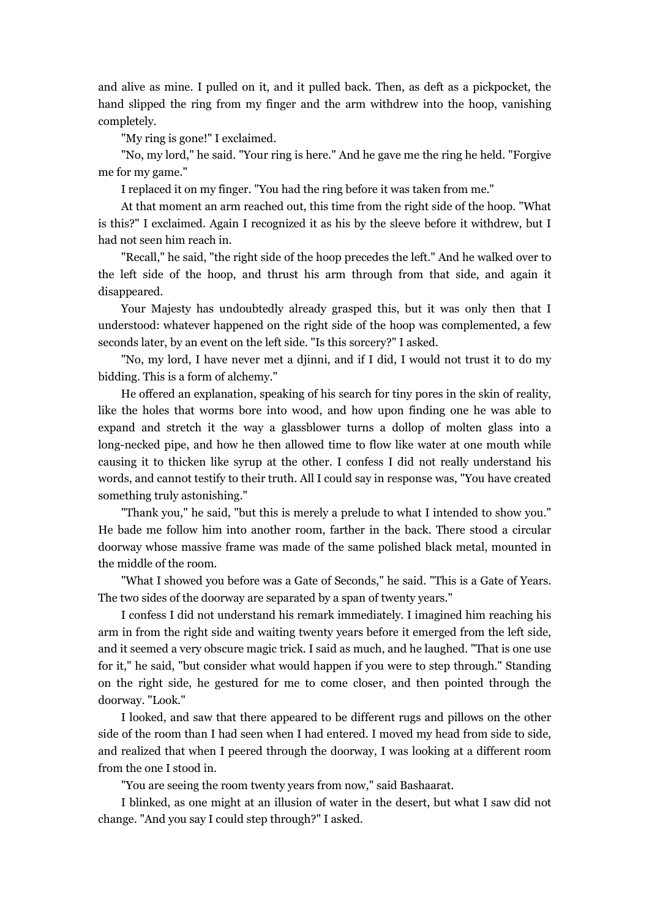and alive as mine. I pulled on it, and it pulled back. Then, as deft as a pickpocket, the hand slipped the ring from my finger and the arm withdrew into the hoop, vanishing completely.

"My ring is gone!" I exclaimed.

"No, my lord," he said. "Your ring is here." And he gave me the ring he held. "Forgive me for my game."

I replaced it on my finger. "You had the ring before it was taken from me."

At that moment an arm reached out, this time from the right side of the hoop. "What is this?" I exclaimed. Again I recognized it as his by the sleeve before it withdrew, but I had not seen him reach in.

"Recall," he said, "the right side of the hoop precedes the left." And he walked over to the left side of the hoop, and thrust his arm through from that side, and again it disappeared.

Your Majesty has undoubtedly already grasped this, but it was only then that I understood: whatever happened on the right side of the hoop was complemented, a few seconds later, by an event on the left side. "Is this sorcery?" I asked.

"No, my lord, I have never met a djinni, and if I did, I would not trust it to do my bidding. This is a form of alchemy."

He offered an explanation, speaking of his search for tiny pores in the skin of reality, like the holes that worms bore into wood, and how upon finding one he was able to expand and stretch it the way a glassblower turns a dollop of molten glass into a long-necked pipe, and how he then allowed time to flow like water at one mouth while causing it to thicken like syrup at the other. I confess I did not really understand his words, and cannot testify to their truth. All I could say in response was, "You have created something truly astonishing."

"Thank you," he said, "but this is merely a prelude to what I intended to show you." He bade me follow him into another room, farther in the back. There stood a circular doorway whose massive frame was made of the same polished black metal, mounted in the middle of the room.

"What I showed you before was a Gate of Seconds," he said. "This is a Gate of Years. The two sides of the doorway are separated by a span of twenty years."

I confess I did not understand his remark immediately. I imagined him reaching his arm in from the right side and waiting twenty years before it emerged from the left side, and it seemed a very obscure magic trick. I said as much, and he laughed. "That is one use for it," he said, "but consider what would happen if you were to step through." Standing on the right side, he gestured for me to come closer, and then pointed through the doorway. "Look."

I looked, and saw that there appeared to be different rugs and pillows on the other side of the room than I had seen when I had entered. I moved my head from side to side, and realized that when I peered through the doorway, I was looking at a different room from the one I stood in.

"You are seeing the room twenty years from now," said Bashaarat.

I blinked, as one might at an illusion of water in the desert, but what I saw did not change. "And you say I could step through?" I asked.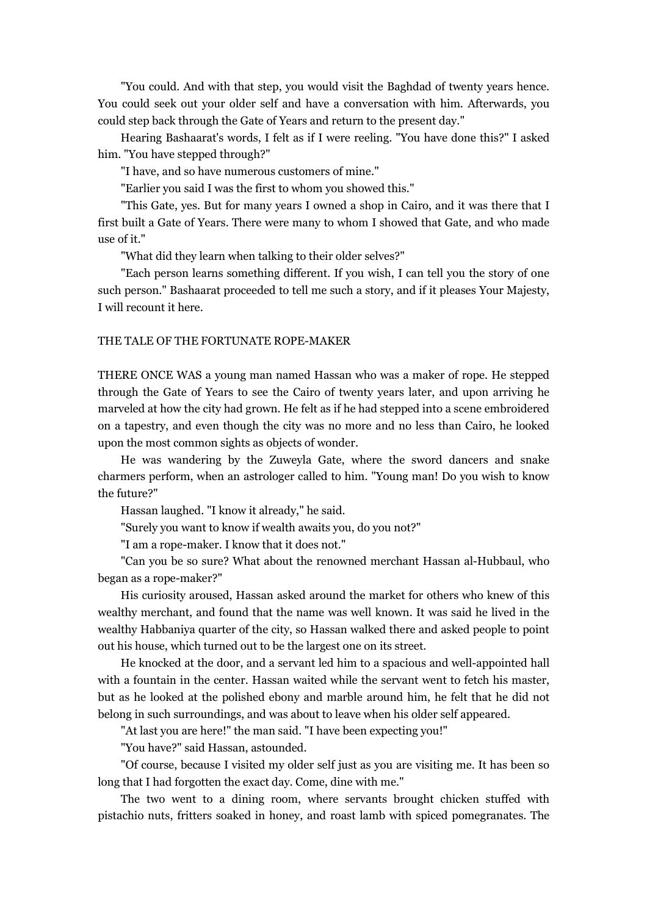"You could. And with that step, you would visit the Baghdad of twenty years hence. You could seek out your older self and have a conversation with him. Afterwards, you could step back through the Gate of Years and return to the present day."

Hearing Bashaarat's words, I felt as if I were reeling. "You have done this?" I asked him. "You have stepped through?"

"I have, and so have numerous customers of mine."

"Earlier you said I was the first to whom you showed this."

"This Gate, yes. But for many years I owned a shop in Cairo, and it was there that I first built a Gate of Years. There were many to whom I showed that Gate, and who made use of it."

"What did they learn when talking to their older selves?"

"Each person learns something different. If you wish, I can tell you the story of one such person." Bashaarat proceeded to tell me such a story, and if it pleases Your Majesty, I will recount it here.

## THE TALE OF THE FORTUNATE ROPE-MAKER

THERE ONCE WAS a young man named Hassan who was a maker of rope. He stepped through the Gate of Years to see the Cairo of twenty years later, and upon arriving he marveled at how the city had grown. He felt as if he had stepped into a scene embroidered on a tapestry, and even though the city was no more and no less than Cairo, he looked upon the most common sights as objects of wonder.

He was wandering by the Zuweyla Gate, where the sword dancers and snake charmers perform, when an astrologer called to him. "Young man! Do you wish to know the future?"

Hassan laughed. "I know it already," he said.

"Surely you want to know if wealth awaits you, do you not?"

"I am a rope-maker. I know that it does not."

"Can you be so sure? What about the renowned merchant Hassan al-Hubbaul, who began as a rope-maker?"

His curiosity aroused, Hassan asked around the market for others who knew of this wealthy merchant, and found that the name was well known. It was said he lived in the wealthy Habbaniya quarter of the city, so Hassan walked there and asked people to point out his house, which turned out to be the largest one on its street.

He knocked at the door, and a servant led him to a spacious and well-appointed hall with a fountain in the center. Hassan waited while the servant went to fetch his master, but as he looked at the polished ebony and marble around him, he felt that he did not belong in such surroundings, and was about to leave when his older self appeared.

"At last you are here!" the man said. "I have been expecting you!"

"You have?" said Hassan, astounded.

"Of course, because I visited my older self just as you are visiting me. It has been so long that I had forgotten the exact day. Come, dine with me."

The two went to a dining room, where servants brought chicken stuffed with pistachio nuts, fritters soaked in honey, and roast lamb with spiced pomegranates. The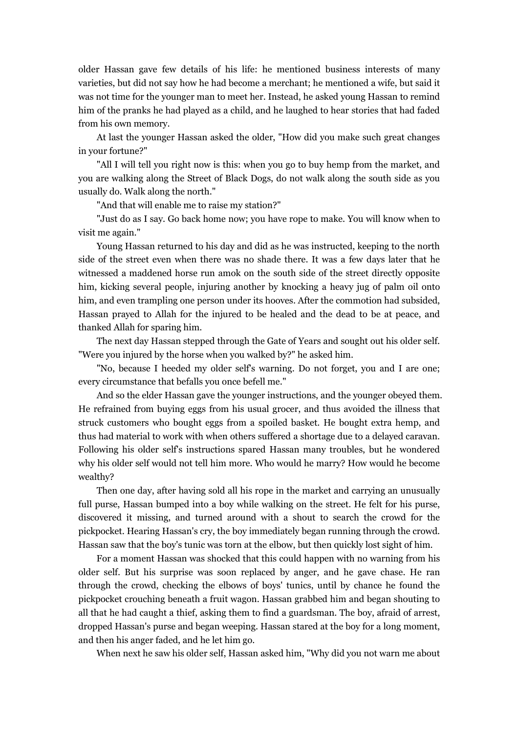older Hassan gave few details of his life: he mentioned business interests of many varieties, but did not say how he had become a merchant; he mentioned a wife, but said it was not time for the younger man to meet her. Instead, he asked young Hassan to remind him of the pranks he had played as a child, and he laughed to hear stories that had faded from his own memory.

At last the younger Hassan asked the older, "How did you make such great changes in your fortune?"

"All I will tell you right now is this: when you go to buy hemp from the market, and you are walking along the Street of Black Dogs, do not walk along the south side as you usually do. Walk along the north."

"And that will enable me to raise my station?"

"Just do as I say. Go back home now; you have rope to make. You will know when to visit me again."

Young Hassan returned to his day and did as he was instructed, keeping to the north side of the street even when there was no shade there. It was a few days later that he witnessed a maddened horse run amok on the south side of the street directly opposite him, kicking several people, injuring another by knocking a heavy jug of palm oil onto him, and even trampling one person under its hooves. After the commotion had subsided, Hassan prayed to Allah for the injured to be healed and the dead to be at peace, and thanked Allah for sparing him.

The next day Hassan stepped through the Gate of Years and sought out his older self. "Were you injured by the horse when you walked by?" he asked him.

"No, because I heeded my older self's warning. Do not forget, you and I are one; every circumstance that befalls you once befell me."

And so the elder Hassan gave the younger instructions, and the younger obeyed them. He refrained from buying eggs from his usual grocer, and thus avoided the illness that struck customers who bought eggs from a spoiled basket. He bought extra hemp, and thus had material to work with when others suffered a shortage due to a delayed caravan. Following his older self's instructions spared Hassan many troubles, but he wondered why his older self would not tell him more. Who would he marry? How would he become wealthy?

Then one day, after having sold all his rope in the market and carrying an unusually full purse, Hassan bumped into a boy while walking on the street. He felt for his purse, discovered it missing, and turned around with a shout to search the crowd for the pickpocket. Hearing Hassan's cry, the boy immediately began running through the crowd. Hassan saw that the boy's tunic was torn at the elbow, but then quickly lost sight of him.

For a moment Hassan was shocked that this could happen with no warning from his older self. But his surprise was soon replaced by anger, and he gave chase. He ran through the crowd, checking the elbows of boys' tunics, until by chance he found the pickpocket crouching beneath a fruit wagon. Hassan grabbed him and began shouting to all that he had caught a thief, asking them to find a guardsman. The boy, afraid of arrest, dropped Hassan's purse and began weeping. Hassan stared at the boy for a long moment, and then his anger faded, and he let him go.

When next he saw his older self, Hassan asked him, "Why did you not warn me about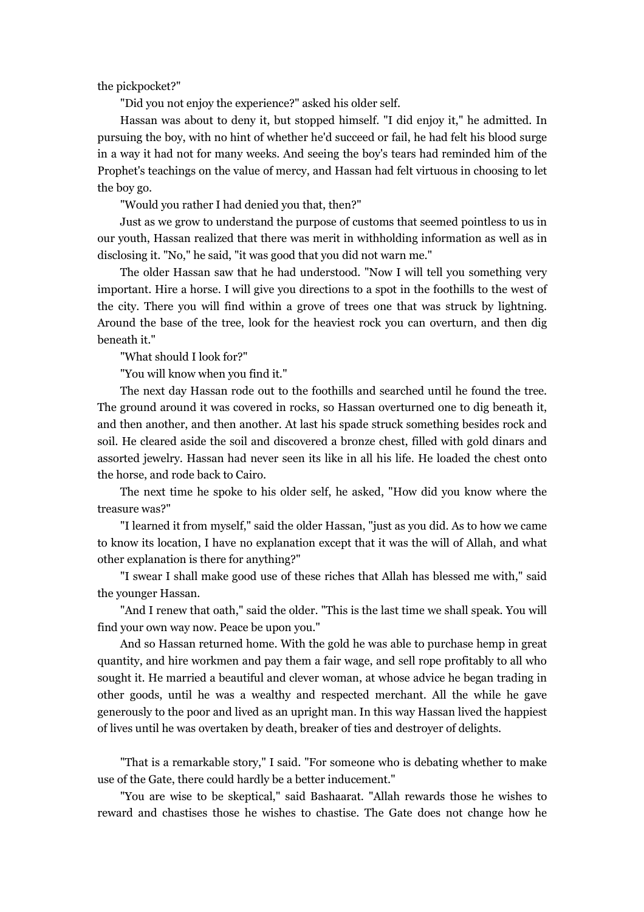the pickpocket?"

"Did you not enjoy the experience?" asked his older self.

Hassan was about to deny it, but stopped himself. "I did enjoy it," he admitted. In pursuing the boy, with no hint of whether he'd succeed or fail, he had felt his blood surge in a way it had not for many weeks. And seeing the boy's tears had reminded him of the Prophet's teachings on the value of mercy, and Hassan had felt virtuous in choosing to let the boy go.

"Would you rather I had denied you that, then?"

Just as we grow to understand the purpose of customs that seemed pointless to us in our youth, Hassan realized that there was merit in withholding information as well as in disclosing it. "No," he said, "it was good that you did not warn me."

The older Hassan saw that he had understood. "Now I will tell you something very important. Hire a horse. I will give you directions to a spot in the foothills to the west of the city. There you will find within a grove of trees one that was struck by lightning. Around the base of the tree, look for the heaviest rock you can overturn, and then dig beneath it."

"What should I look for?"

"You will know when you find it."

The next day Hassan rode out to the foothills and searched until he found the tree. The ground around it was covered in rocks, so Hassan overturned one to dig beneath it, and then another, and then another. At last his spade struck something besides rock and soil. He cleared aside the soil and discovered a bronze chest, filled with gold dinars and assorted jewelry. Hassan had never seen its like in all his life. He loaded the chest onto the horse, and rode back to Cairo.

The next time he spoke to his older self, he asked, "How did you know where the treasure was?"

"I learned it from myself," said the older Hassan, "just as you did. As to how we came to know its location, I have no explanation except that it was the will of Allah, and what other explanation is there for anything?"

"I swear I shall make good use of these riches that Allah has blessed me with," said the younger Hassan.

"And I renew that oath," said the older. "This is the last time we shall speak. You will find your own way now. Peace be upon you."

And so Hassan returned home. With the gold he was able to purchase hemp in great quantity, and hire workmen and pay them a fair wage, and sell rope profitably to all who sought it. He married a beautiful and clever woman, at whose advice he began trading in other goods, until he was a wealthy and respected merchant. All the while he gave generously to the poor and lived as an upright man. In this way Hassan lived the happiest of lives until he was overtaken by death, breaker of ties and destroyer of delights.

"That is a remarkable story," I said. "For someone who is debating whether to make use of the Gate, there could hardly be a better inducement."

"You are wise to be skeptical," said Bashaarat. "Allah rewards those he wishes to reward and chastises those he wishes to chastise. The Gate does not change how he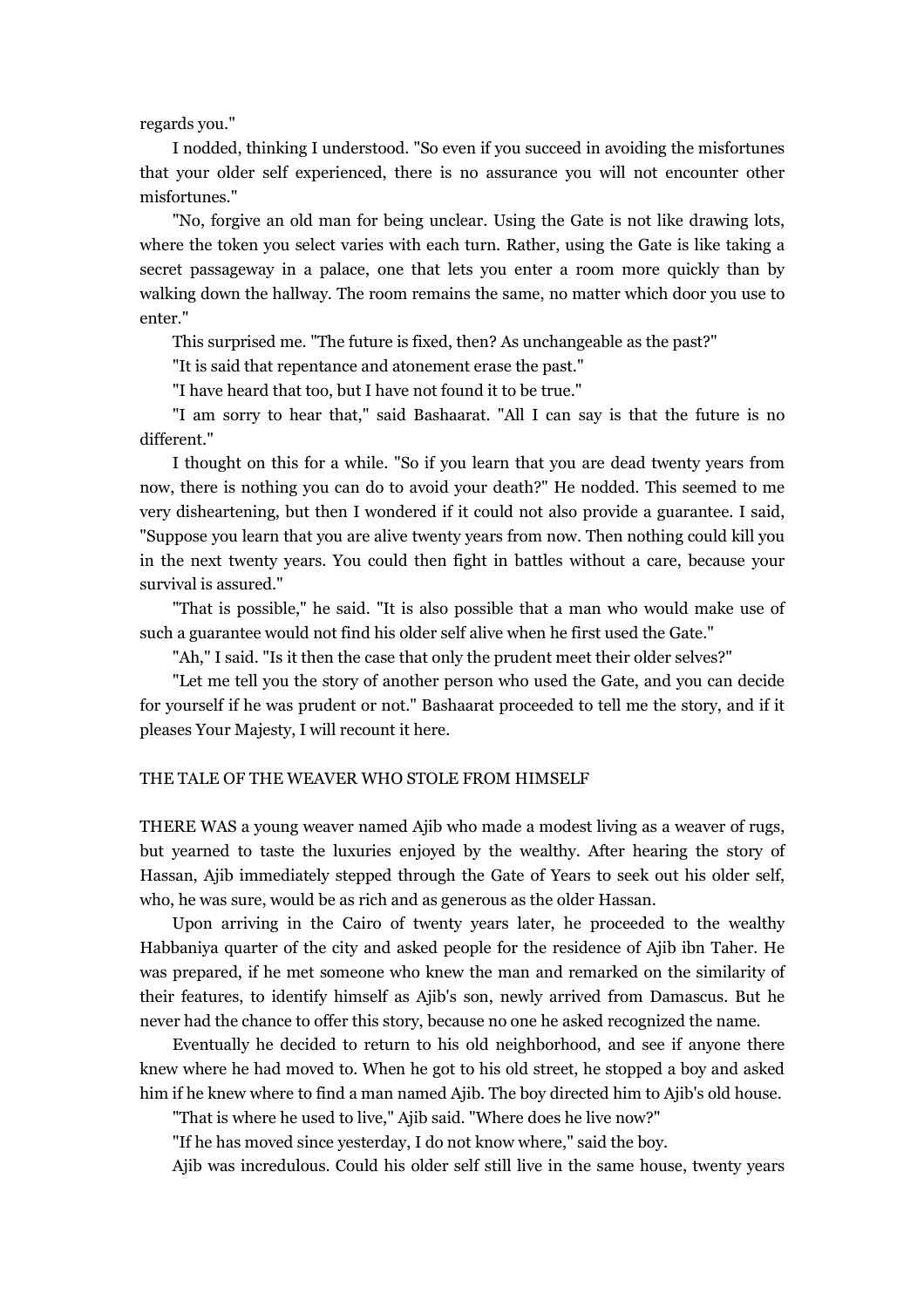regards you."

I nodded, thinking I understood. "So even if you succeed in avoiding the misfortunes that your older self experienced, there is no assurance you will not encounter other misfortunes."

"No, forgive an old man for being unclear. Using the Gate is not like drawing lots, where the token you select varies with each turn. Rather, using the Gate is like taking a secret passageway in a palace, one that lets you enter a room more quickly than by walking down the hallway. The room remains the same, no matter which door you use to enter."

This surprised me. "The future is fixed, then? As unchangeable as the past?"

"It is said that repentance and atonement erase the past."

"I have heard that too, but I have not found it to be true."

"I am sorry to hear that," said Bashaarat. "All I can say is that the future is no different."

I thought on this for a while. "So if you learn that you are dead twenty years from now, there is nothing you can do to avoid your death?" He nodded. This seemed to me very disheartening, but then I wondered if it could not also provide a guarantee. I said, "Suppose you learn that you are alive twenty years from now. Then nothing could kill you in the next twenty years. You could then fight in battles without a care, because your survival is assured."

"That is possible," he said. "It is also possible that a man who would make use of such a guarantee would not find his older self alive when he first used the Gate."

"Ah," I said. "Is it then the case that only the prudent meet their older selves?"

"Let me tell you the story of another person who used the Gate, and you can decide for yourself if he was prudent or not." Bashaarat proceeded to tell me the story, and if it pleases Your Majesty, I will recount it here.

## THE TALE OF THE WEAVER WHO STOLE FROM HIMSELF

THERE WAS a young weaver named Ajib who made a modest living as a weaver of rugs, but yearned to taste the luxuries enjoyed by the wealthy. After hearing the story of Hassan, Ajib immediately stepped through the Gate of Years to seek out his older self, who, he was sure, would be as rich and as generous as the older Hassan.

Upon arriving in the Cairo of twenty years later, he proceeded to the wealthy Habbaniya quarter of the city and asked people for the residence of Ajib ibn Taher. He was prepared, if he met someone who knew the man and remarked on the similarity of their features, to identify himself as Ajib's son, newly arrived from Damascus. But he never had the chance to offer this story, because no one he asked recognized the name.

Eventually he decided to return to his old neighborhood, and see if anyone there knew where he had moved to. When he got to his old street, he stopped a boy and asked him if he knew where to find a man named Ajib. The boy directed him to Ajib's old house.

"That is where he used to live," Ajib said. "Where does he live now?"

"If he has moved since yesterday, I do not know where," said the boy.

Ajib was incredulous. Could his older self still live in the same house, twenty years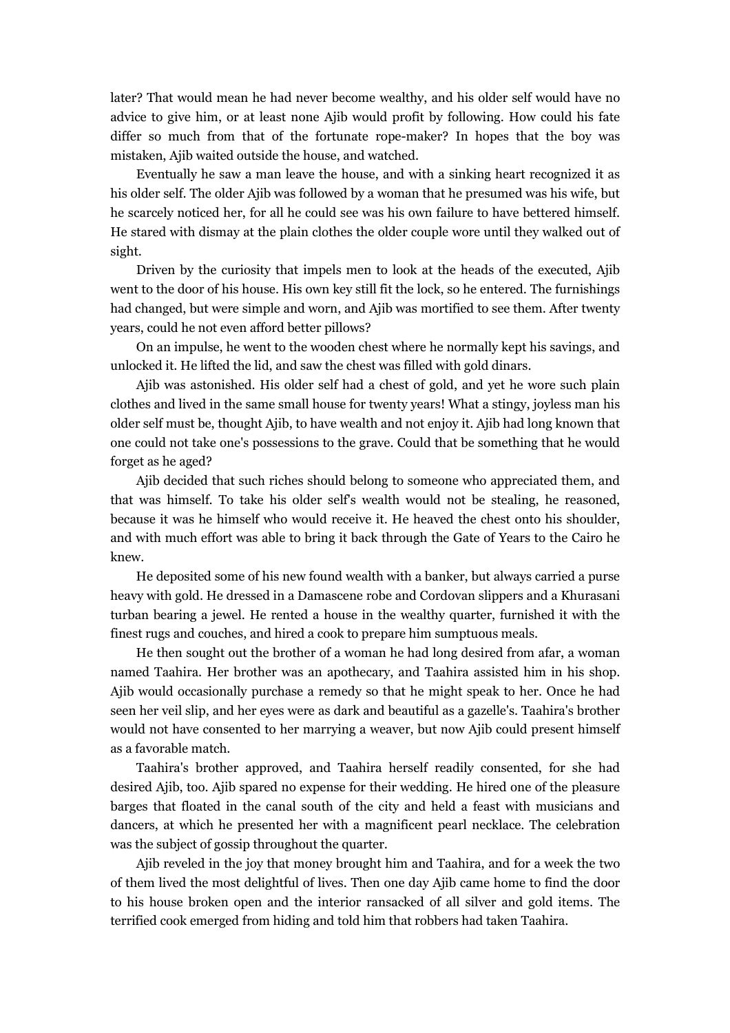later? That would mean he had never become wealthy, and his older self would have no advice to give him, or at least none Ajib would profit by following. How could his fate differ so much from that of the fortunate rope-maker? In hopes that the boy was mistaken, Ajib waited outside the house, and watched.

Eventually he saw a man leave the house, and with a sinking heart recognized it as his older self. The older Ajib was followed by a woman that he presumed was his wife, but he scarcely noticed her, for all he could see was his own failure to have bettered himself. He stared with dismay at the plain clothes the older couple wore until they walked out of sight.

Driven by the curiosity that impels men to look at the heads of the executed, Ajib went to the door of his house. His own key still fit the lock, so he entered. The furnishings had changed, but were simple and worn, and Ajib was mortified to see them. After twenty years, could he not even afford better pillows?

On an impulse, he went to the wooden chest where he normally kept his savings, and unlocked it. He lifted the lid, and saw the chest was filled with gold dinars.

Ajib was astonished. His older self had a chest of gold, and yet he wore such plain clothes and lived in the same small house for twenty years! What a stingy, joyless man his older self must be, thought Ajib, to have wealth and not enjoy it. Ajib had long known that one could not take one's possessions to the grave. Could that be something that he would forget as he aged?

Ajib decided that such riches should belong to someone who appreciated them, and that was himself. To take his older self's wealth would not be stealing, he reasoned, because it was he himself who would receive it. He heaved the chest onto his shoulder, and with much effort was able to bring it back through the Gate of Years to the Cairo he knew.

He deposited some of his new found wealth with a banker, but always carried a purse heavy with gold. He dressed in a Damascene robe and Cordovan slippers and a Khurasani turban bearing a jewel. He rented a house in the wealthy quarter, furnished it with the finest rugs and couches, and hired a cook to prepare him sumptuous meals.

He then sought out the brother of a woman he had long desired from afar, a woman named Taahira. Her brother was an apothecary, and Taahira assisted him in his shop. Ajib would occasionally purchase a remedy so that he might speak to her. Once he had seen her veil slip, and her eyes were as dark and beautiful as a gazelle's. Taahira's brother would not have consented to her marrying a weaver, but now Ajib could present himself as a favorable match.

Taahira's brother approved, and Taahira herself readily consented, for she had desired Ajib, too. Ajib spared no expense for their wedding. He hired one of the pleasure barges that floated in the canal south of the city and held a feast with musicians and dancers, at which he presented her with a magnificent pearl necklace. The celebration was the subject of gossip throughout the quarter.

Ajib reveled in the joy that money brought him and Taahira, and for a week the two of them lived the most delightful of lives. Then one day Ajib came home to find the door to his house broken open and the interior ransacked of all silver and gold items. The terrified cook emerged from hiding and told him that robbers had taken Taahira.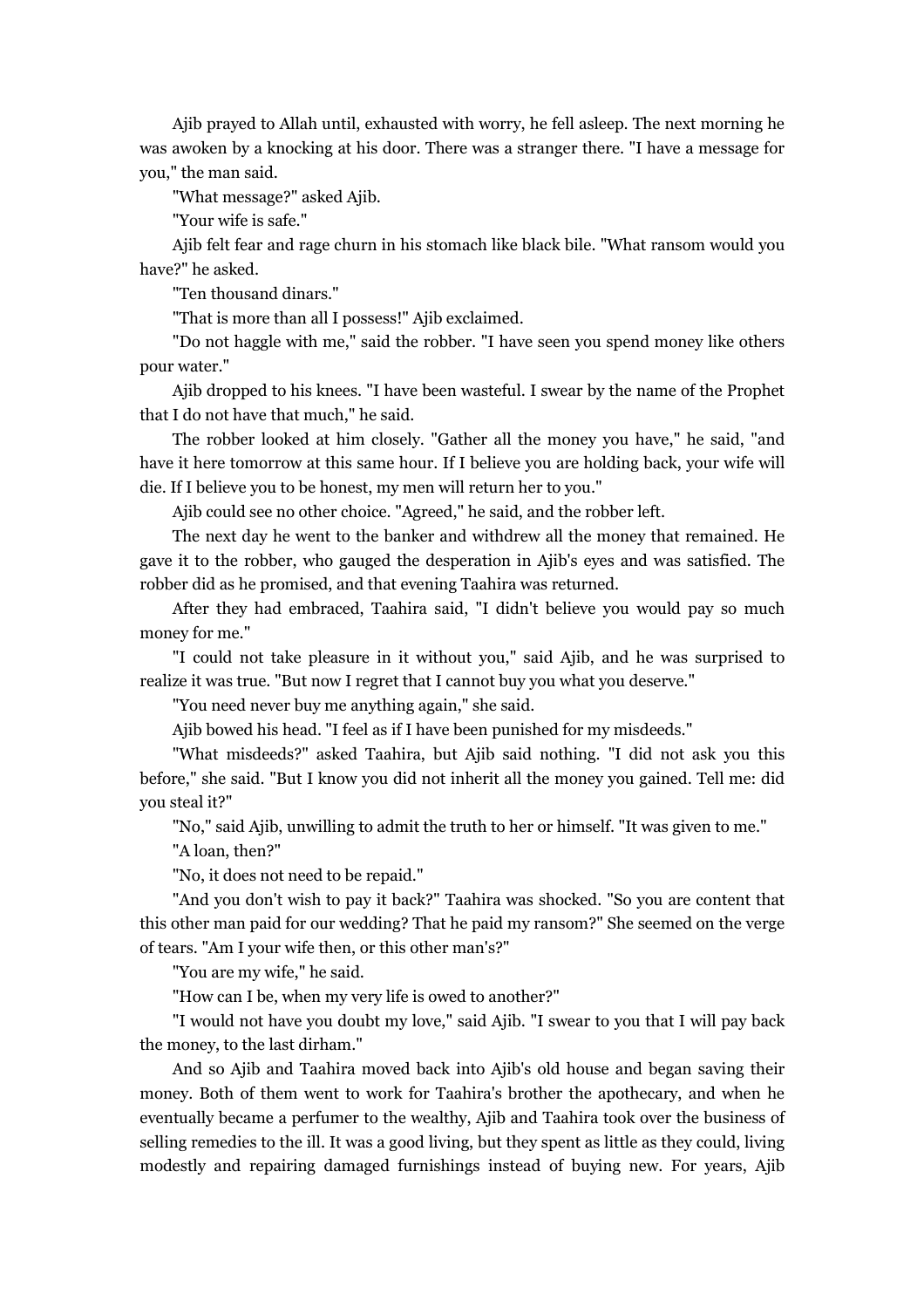Ajib prayed to Allah until, exhausted with worry, he fell asleep. The next morning he was awoken by a knocking at his door. There was a stranger there. "I have a message for you," the man said.

"What message?" asked Ajib.

"Your wife is safe."

Ajib felt fear and rage churn in his stomach like black bile. "What ransom would you have?" he asked.

"Ten thousand dinars."

"That is more than all I possess!" Ajib exclaimed.

"Do not haggle with me," said the robber. "I have seen you spend money like others pour water."

Ajib dropped to his knees. "I have been wasteful. I swear by the name of the Prophet that I do not have that much," he said.

The robber looked at him closely. "Gather all the money you have," he said, "and have it here tomorrow at this same hour. If I believe you are holding back, your wife will die. If I believe you to be honest, my men will return her to you."

Ajib could see no other choice. "Agreed," he said, and the robber left.

The next day he went to the banker and withdrew all the money that remained. He gave it to the robber, who gauged the desperation in Ajib's eyes and was satisfied. The robber did as he promised, and that evening Taahira was returned.

After they had embraced, Taahira said, "I didn't believe you would pay so much money for me."

"I could not take pleasure in it without you," said Ajib, and he was surprised to realize it was true. "But now I regret that I cannot buy you what you deserve."

"You need never buy me anything again," she said.

Ajib bowed his head. "I feel as if I have been punished for my misdeeds."

"What misdeeds?" asked Taahira, but Ajib said nothing. "I did not ask you this before," she said. "But I know you did not inherit all the money you gained. Tell me: did you steal it?"

"No," said Ajib, unwilling to admit the truth to her or himself. "It was given to me."

"A loan, then?"

"No, it does not need to be repaid."

"And you don't wish to pay it back?" Taahira was shocked. "So you are content that this other man paid for our wedding? That he paid my ransom?" She seemed on the verge of tears. "Am I your wife then, or this other man's?"

"You are my wife," he said.

"How can I be, when my very life is owed to another?"

"I would not have you doubt my love," said Ajib. "I swear to you that I will pay back the money, to the last dirham."

And so Ajib and Taahira moved back into Ajib's old house and began saving their money. Both of them went to work for Taahira's brother the apothecary, and when he eventually became a perfumer to the wealthy, Ajib and Taahira took over the business of selling remedies to the ill. It was a good living, but they spent as little as they could, living modestly and repairing damaged furnishings instead of buying new. For years, Ajib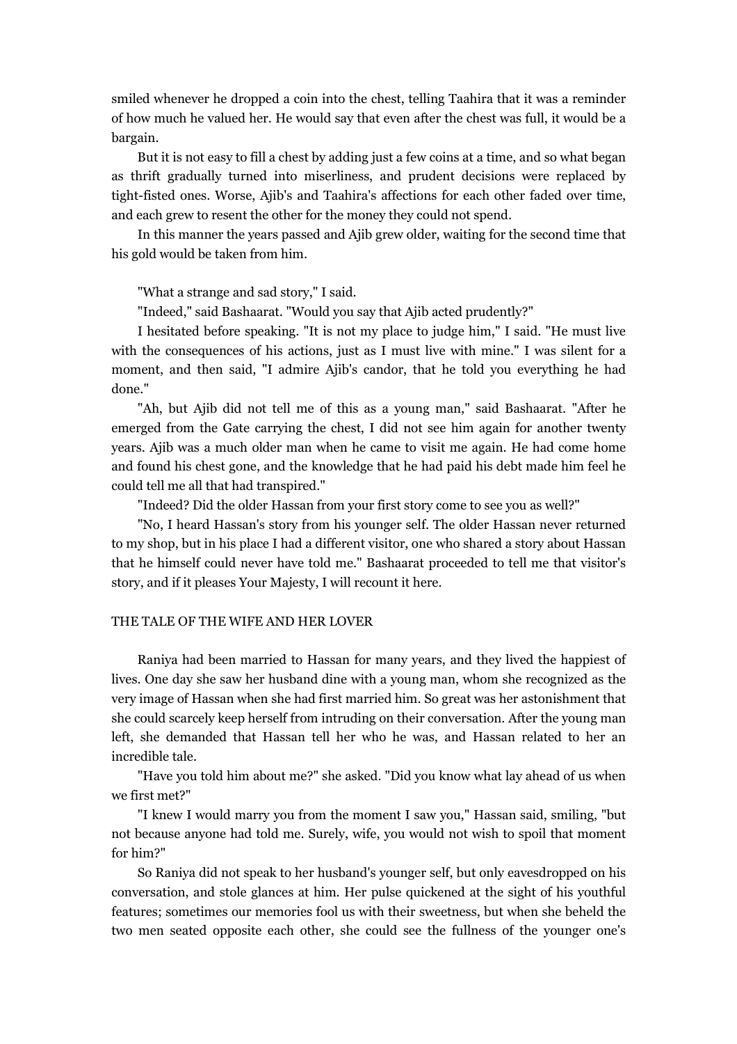smiled whenever he dropped a coin into the chest, telling Taahira that it was a reminder of how much he valued her. He would say that even after the chest was full, it would be a bargain.

But it is not easy to fill a chest by adding just a few coins at a time, and so what began as thrift gradually turned into miserliness, and prudent decisions were replaced by tight-fisted ones. Worse, Ajib's and Taahira's affections for each other faded over time, and each grew to resent the other for the money they could not spend.

In this manner the years passed and Ajib grew older, waiting for the second time that his gold would be taken from him.

"What a strange and sad story," I said.

"Indeed," said Bashaarat. "Would you say that Ajib acted prudently?"

I hesitated before speaking. "It is not my place to judge him," I said. "He must live with the consequences of his actions, just as I must live with mine." I was silent for a moment, and then said, "I admire Ajib's candor, that he told you everything he had done."

"Ah, but Ajib did not tell me of this as a young man," said Bashaarat. "After he emerged from the Gate carrying the chest, I did not see him again for another twenty years. Ajib was a much older man when he came to visit me again. He had come home and found his chest gone, and the knowledge that he had paid his debt made him feel he could tell me all that had transpired."

"Indeed? Did the older Hassan from your first story come to see you as well?"

"No, I heard Hassan's story from his younger self. The older Hassan never returned to my shop, but in his place I had a different visitor, one who shared a story about Hassan that he himself could never have told me." Bashaarat proceeded to tell me that visitor's story, and if it pleases Your Majesty, I will recount it here.

## THE TALE OF THE WIFE AND HER LOVER

Raniya had been married to Hassan for many years, and they lived the happiest of lives. One day she saw her husband dine with a young man, whom she recognized as the very image of Hassan when she had first married him. So great was her astonishment that she could scarcely keep herself from intruding on their conversation. After the young man left, she demanded that Hassan tell her who he was, and Hassan related to her an incredible tale.

"Have you told him about me?" she asked. "Did you know what lay ahead of us when we first met?"

"I knew I would marry you from the moment I saw you," Hassan said, smiling, "but not because anyone had told me. Surely, wife, you would not wish to spoil that moment for him?"

So Raniya did not speak to her husband's younger self, but only eavesdropped on his conversation, and stole glances at him. Her pulse quickened at the sight of his youthful features; sometimes our memories fool us with their sweetness, but when she beheld the two men seated opposite each other, she could see the fullness of the younger one's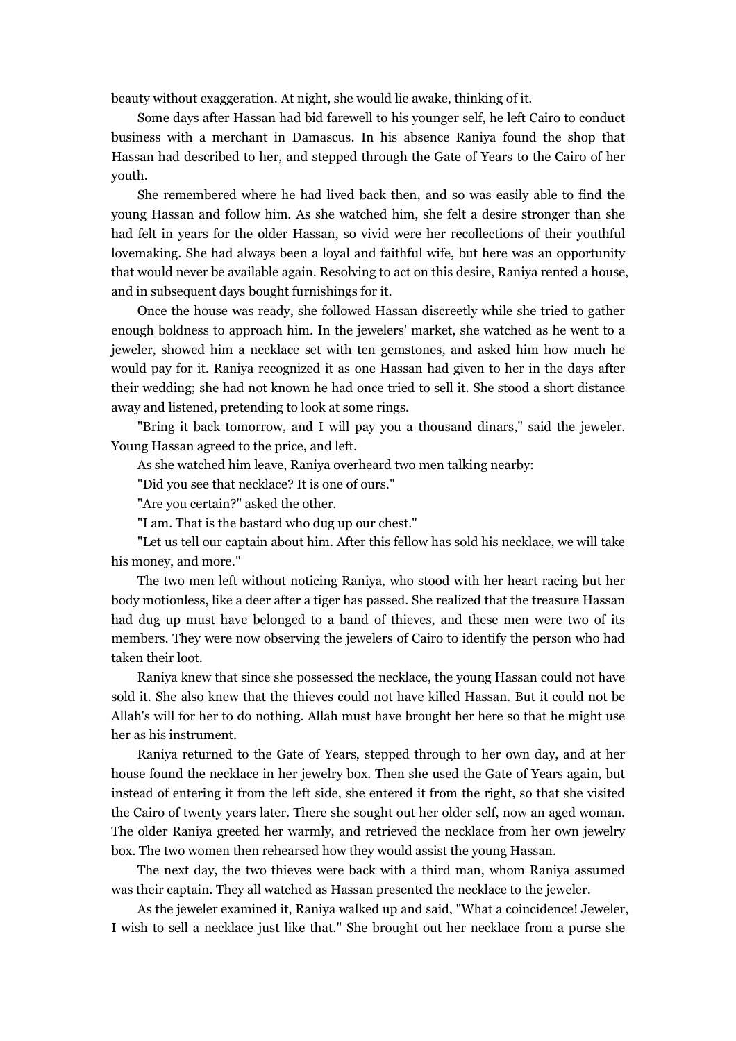beauty without exaggeration. At night, she would lie awake, thinking of it.

Some days after Hassan had bid farewell to his younger self, he left Cairo to conduct business with a merchant in Damascus. In his absence Raniya found the shop that Hassan had described to her, and stepped through the Gate of Years to the Cairo of her youth.

She remembered where he had lived back then, and so was easily able to find the young Hassan and follow him. As she watched him, she felt a desire stronger than she had felt in years for the older Hassan, so vivid were her recollections of their youthful lovemaking. She had always been a loyal and faithful wife, but here was an opportunity that would never be available again. Resolving to act on this desire, Raniya rented a house, and in subsequent days bought furnishings for it.

Once the house was ready, she followed Hassan discreetly while she tried to gather enough boldness to approach him. In the jewelers' market, she watched as he went to a jeweler, showed him a necklace set with ten gemstones, and asked him how much he would pay for it. Raniya recognized it as one Hassan had given to her in the days after their wedding; she had not known he had once tried to sell it. She stood a short distance away and listened, pretending to look at some rings.

"Bring it back tomorrow, and I will pay you a thousand dinars," said the jeweler. Young Hassan agreed to the price, and left.

As she watched him leave, Raniya overheard two men talking nearby:

"Did you see that necklace? It is one of ours."

"Are you certain?" asked the other.

"I am. That is the bastard who dug up our chest."

"Let us tell our captain about him. After this fellow has sold his necklace, we will take his money, and more."

The two men left without noticing Raniya, who stood with her heart racing but her body motionless, like a deer after a tiger has passed. She realized that the treasure Hassan had dug up must have belonged to a band of thieves, and these men were two of its members. They were now observing the jewelers of Cairo to identify the person who had taken their loot.

Raniya knew that since she possessed the necklace, the young Hassan could not have sold it. She also knew that the thieves could not have killed Hassan. But it could not be Allah's will for her to do nothing. Allah must have brought her here so that he might use her as his instrument.

Raniya returned to the Gate of Years, stepped through to her own day, and at her house found the necklace in her jewelry box. Then she used the Gate of Years again, but instead of entering it from the left side, she entered it from the right, so that she visited the Cairo of twenty years later. There she sought out her older self, now an aged woman. The older Raniya greeted her warmly, and retrieved the necklace from her own jewelry box. The two women then rehearsed how they would assist the young Hassan.

The next day, the two thieves were back with a third man, whom Raniya assumed was their captain. They all watched as Hassan presented the necklace to the jeweler.

As the jeweler examined it, Raniya walked up and said, "What a coincidence! Jeweler, I wish to sell a necklace just like that." She brought out her necklace from a purse she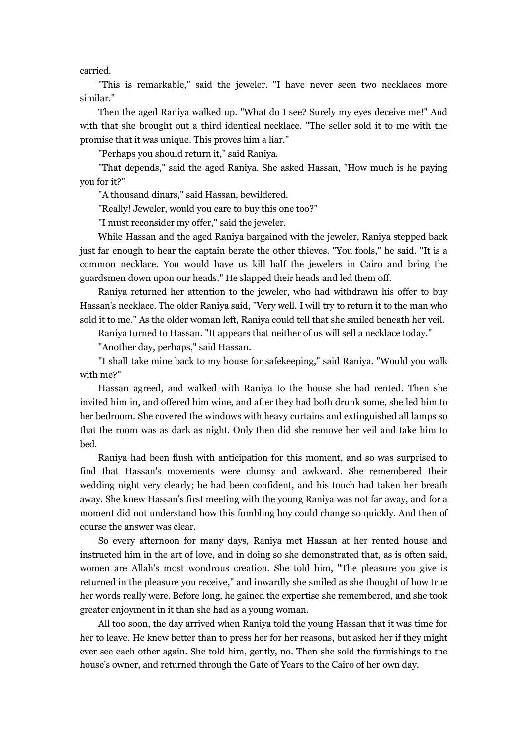carried.

"This is remarkable," said the jeweler. "I have never seen two necklaces more similar."

Then the aged Raniya walked up. "What do I see? Surely my eyes deceive me!" And with that she brought out a third identical necklace. "The seller sold it to me with the promise that it was unique. This proves him a liar."

"Perhaps you should return it," said Raniya.

"That depends," said the aged Raniya. She asked Hassan, "How much is he paying you for it?"

"A thousand dinars," said Hassan, bewildered.

"Really! Jeweler, would you care to buy this one too?"

"I must reconsider my offer," said the jeweler.

While Hassan and the aged Raniya bargained with the jeweler, Raniya stepped back just far enough to hear the captain berate the other thieves. "You fools," he said. "It is a common necklace. You would have us kill half the jewelers in Cairo and bring the guardsmen down upon our heads." He slapped their heads and led them off.

Raniya returned her attention to the jeweler, who had withdrawn his offer to buy Hassan's necklace. The older Raniya said, "Very well. I will try to return it to the man who sold it to me." As the older woman left, Raniya could tell that she smiled beneath her veil.

Raniya turned to Hassan. "It appears that neither of us will sell a necklace today."

"Another day, perhaps," said Hassan.

"I shall take mine back to my house for safekeeping," said Raniya. "Would you walk with me?"

Hassan agreed, and walked with Raniya to the house she had rented. Then she invited him in, and offered him wine, and after they had both drunk some, she led him to her bedroom. She covered the windows with heavy curtains and extinguished all lamps so that the room was as dark as night. Only then did she remove her veil and take him to bed.

Raniya had been flush with anticipation for this moment, and so was surprised to find that Hassan's movements were clumsy and awkward. She remembered their wedding night very clearly; he had been confident, and his touch had taken her breath away. She knew Hassan's first meeting with the young Raniya was not far away, and for a moment did not understand how this fumbling boy could change so quickly. And then of course the answer was clear.

So every afternoon for many days, Raniya met Hassan at her rented house and instructed him in the art of love, and in doing so she demonstrated that, as is often said, women are Allah's most wondrous creation. She told him, "The pleasure you give is returned in the pleasure you receive," and inwardly she smiled as she thought of how true her words really were. Before long, he gained the expertise she remembered, and she took greater enjoyment in it than she had as a young woman.

All too soon, the day arrived when Raniya told the young Hassan that it was time for her to leave. He knew better than to press her for her reasons, but asked her if they might ever see each other again. She told him, gently, no. Then she sold the furnishings to the house's owner, and returned through the Gate of Years to the Cairo of her own day.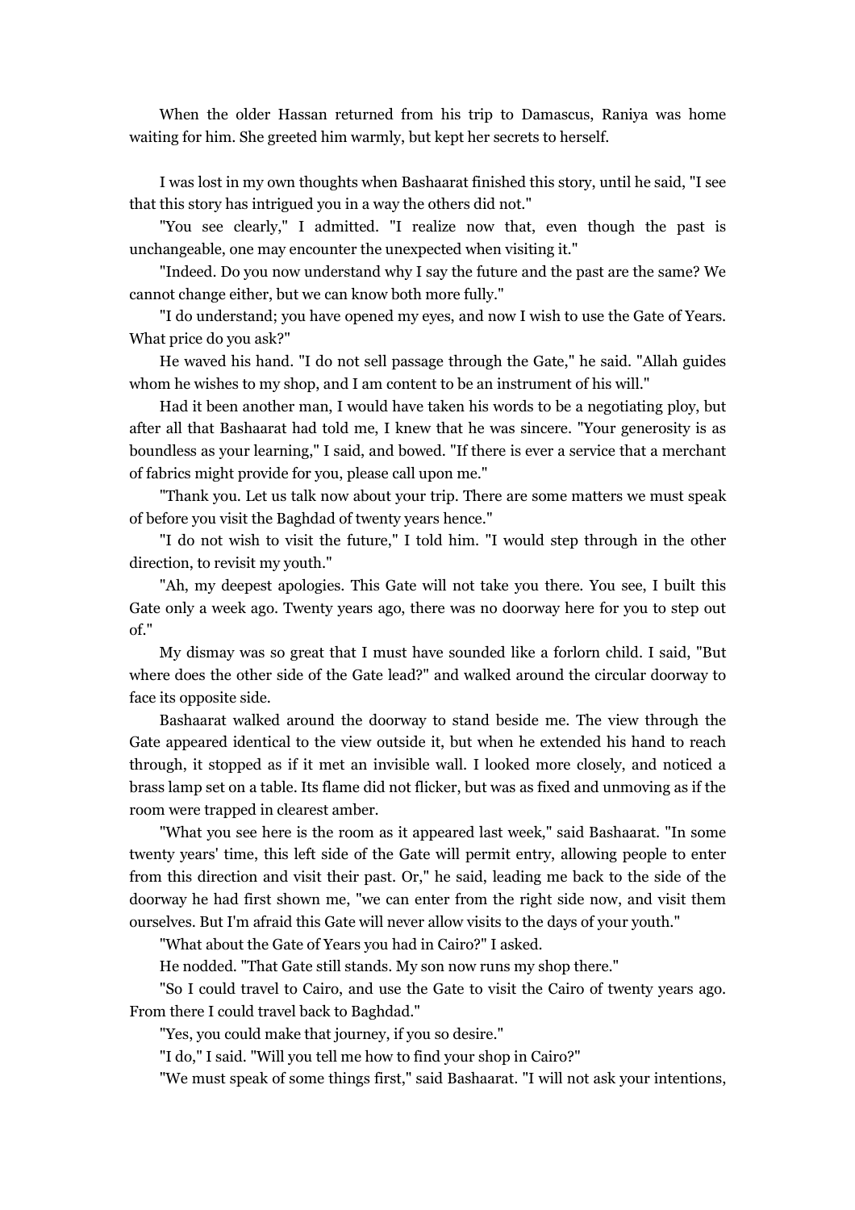When the older Hassan returned from his trip to Damascus, Raniya was home waiting for him. She greeted him warmly, but kept her secrets to herself.

I was lost in my own thoughts when Bashaarat finished this story, until he said, "I see that this story has intrigued you in a way the others did not."

"You see clearly," I admitted. "I realize now that, even though the past is unchangeable, one may encounter the unexpected when visiting it."

"Indeed. Do you now understand why I say the future and the past are the same? We cannot change either, but we can know both more fully."

"I do understand; you have opened my eyes, and now I wish to use the Gate of Years. What price do you ask?"

He waved his hand. "I do not sell passage through the Gate," he said. "Allah guides whom he wishes to my shop, and I am content to be an instrument of his will."

Had it been another man, I would have taken his words to be a negotiating ploy, but after all that Bashaarat had told me, I knew that he was sincere. "Your generosity is as boundless as your learning," I said, and bowed. "If there is ever a service that a merchant of fabrics might provide for you, please call upon me."

"Thank you. Let us talk now about your trip. There are some matters we must speak of before you visit the Baghdad of twenty years hence."

"I do not wish to visit the future," I told him. "I would step through in the other direction, to revisit my youth."

"Ah, my deepest apologies. This Gate will not take you there. You see, I built this Gate only a week ago. Twenty years ago, there was no doorway here for you to step out of."

My dismay was so great that I must have sounded like a forlorn child. I said, "But where does the other side of the Gate lead?" and walked around the circular doorway to face its opposite side.

Bashaarat walked around the doorway to stand beside me. The view through the Gate appeared identical to the view outside it, but when he extended his hand to reach through, it stopped as if it met an invisible wall. I looked more closely, and noticed a brass lamp set on a table. Its flame did not flicker, but was as fixed and unmoving as if the room were trapped in clearest amber.

"What you see here is the room as it appeared last week," said Bashaarat. "In some twenty years' time, this left side of the Gate will permit entry, allowing people to enter from this direction and visit their past. Or," he said, leading me back to the side of the doorway he had first shown me, "we can enter from the right side now, and visit them ourselves. But I'm afraid this Gate will never allow visits to the days of your youth."

"What about the Gate of Years you had in Cairo?" I asked.

He nodded. "That Gate still stands. My son now runs my shop there."

"So I could travel to Cairo, and use the Gate to visit the Cairo of twenty years ago. From there I could travel back to Baghdad."

"Yes, you could make that journey, if you so desire."

"I do," I said. "Will you tell me how to find your shop in Cairo?"

"We must speak of some things first," said Bashaarat. "I will not ask your intentions,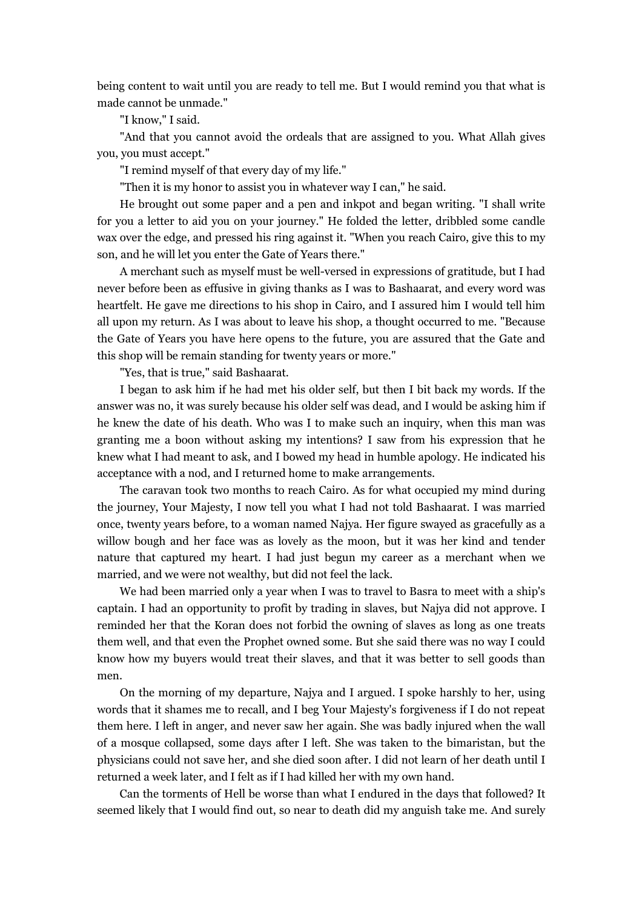being content to wait until you are ready to tell me. But I would remind you that what is made cannot be unmade."

"I know," I said.

"And that you cannot avoid the ordeals that are assigned to you. What Allah gives you, you must accept."

"I remind myself of that every day of my life."

"Then it is my honor to assist you in whatever way I can," he said.

He brought out some paper and a pen and inkpot and began writing. "I shall write for you a letter to aid you on your journey." He folded the letter, dribbled some candle wax over the edge, and pressed his ring against it. "When you reach Cairo, give this to my son, and he will let you enter the Gate of Years there."

A merchant such as myself must be well-versed in expressions of gratitude, but I had never before been as effusive in giving thanks as I was to Bashaarat, and every word was heartfelt. He gave me directions to his shop in Cairo, and I assured him I would tell him all upon my return. As I was about to leave his shop, a thought occurred to me. "Because the Gate of Years you have here opens to the future, you are assured that the Gate and this shop will be remain standing for twenty years or more."

"Yes, that is true," said Bashaarat.

I began to ask him if he had met his older self, but then I bit back my words. If the answer was no, it was surely because his older self was dead, and I would be asking him if he knew the date of his death. Who was I to make such an inquiry, when this man was granting me a boon without asking my intentions? I saw from his expression that he knew what I had meant to ask, and I bowed my head in humble apology. He indicated his acceptance with a nod, and I returned home to make arrangements.

The caravan took two months to reach Cairo. As for what occupied my mind during the journey, Your Majesty, I now tell you what I had not told Bashaarat. I was married once, twenty years before, to a woman named Najya. Her figure swayed as gracefully as a willow bough and her face was as lovely as the moon, but it was her kind and tender nature that captured my heart. I had just begun my career as a merchant when we married, and we were not wealthy, but did not feel the lack.

We had been married only a year when I was to travel to Basra to meet with a ship's captain. I had an opportunity to profit by trading in slaves, but Najya did not approve. I reminded her that the Koran does not forbid the owning of slaves as long as one treats them well, and that even the Prophet owned some. But she said there was no way I could know how my buyers would treat their slaves, and that it was better to sell goods than men.

On the morning of my departure, Najya and I argued. I spoke harshly to her, using words that it shames me to recall, and I beg Your Majesty's forgiveness if I do not repeat them here. I left in anger, and never saw her again. She was badly injured when the wall of a mosque collapsed, some days after I left. She was taken to the bimaristan, but the physicians could not save her, and she died soon after. I did not learn of her death until I returned a week later, and I felt as if I had killed her with my own hand.

Can the torments of Hell be worse than what I endured in the days that followed? It seemed likely that I would find out, so near to death did my anguish take me. And surely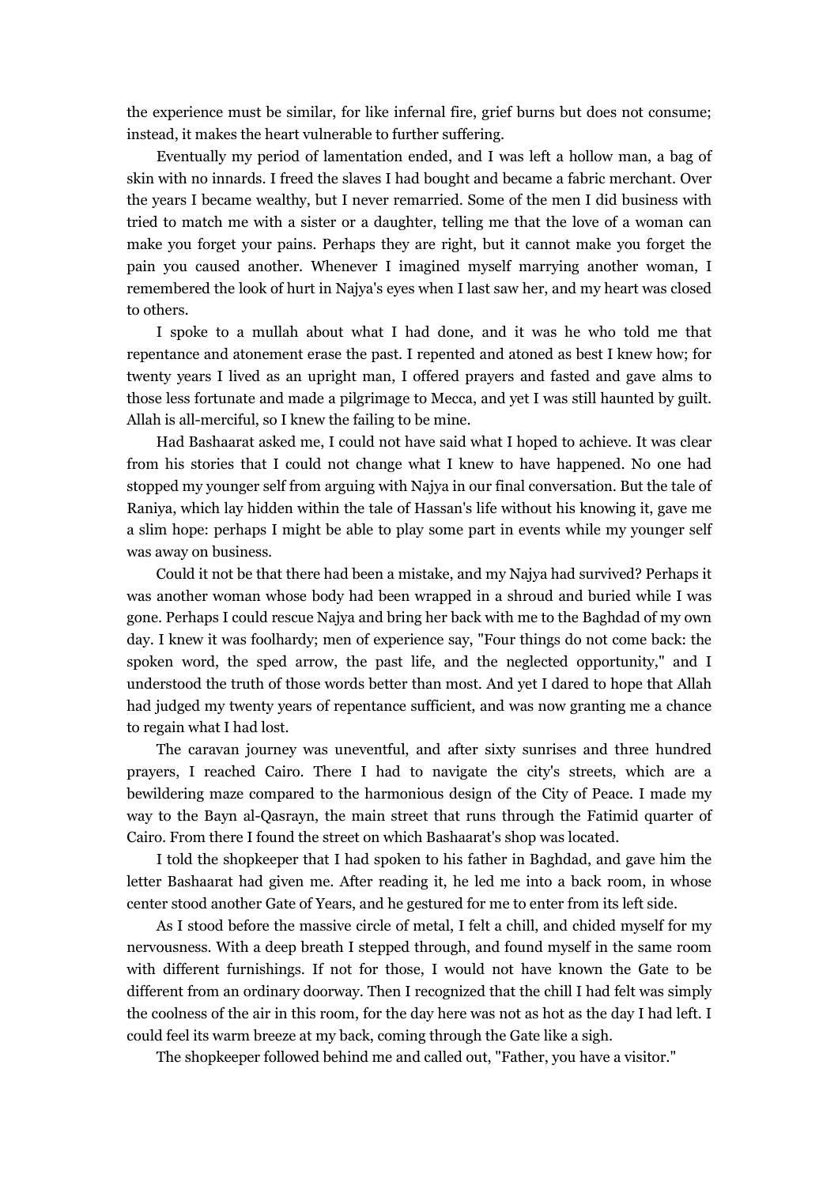the experience must be similar, for like infernal fire, grief burns but does not consume; instead, it makes the heart vulnerable to further suffering.

Eventually my period of lamentation ended, and I was left a hollow man, a bag of skin with no innards. I freed the slaves I had bought and became a fabric merchant. Over the years I became wealthy, but I never remarried. Some of the men I did business with tried to match me with a sister or a daughter, telling me that the love of a woman can make you forget your pains. Perhaps they are right, but it cannot make you forget the pain you caused another. Whenever I imagined myself marrying another woman, I remembered the look of hurt in Najya's eyes when I last saw her, and my heart was closed to others.

I spoke to a mullah about what I had done, and it was he who told me that repentance and atonement erase the past. I repented and atoned as best I knew how; for twenty years I lived as an upright man, I offered prayers and fasted and gave alms to those less fortunate and made a pilgrimage to Mecca, and yet I was still haunted by guilt. Allah is all-merciful, so I knew the failing to be mine.

Had Bashaarat asked me, I could not have said what I hoped to achieve. It was clear from his stories that I could not change what I knew to have happened. No one had stopped my younger self from arguing with Najya in our final conversation. But the tale of Raniya, which lay hidden within the tale of Hassan's life without his knowing it, gave me a slim hope: perhaps I might be able to play some part in events while my younger self was away on business.

Could it not be that there had been a mistake, and my Najya had survived? Perhaps it was another woman whose body had been wrapped in a shroud and buried while I was gone. Perhaps I could rescue Najya and bring her back with me to the Baghdad of my own day. I knew it was foolhardy; men of experience say, "Four things do not come back: the spoken word, the sped arrow, the past life, and the neglected opportunity," and I understood the truth of those words better than most. And yet I dared to hope that Allah had judged my twenty years of repentance sufficient, and was now granting me a chance to regain what I had lost.

The caravan journey was uneventful, and after sixty sunrises and three hundred prayers, I reached Cairo. There I had to navigate the city's streets, which are a bewildering maze compared to the harmonious design of the City of Peace. I made my way to the Bayn al-Qasrayn, the main street that runs through the Fatimid quarter of Cairo. From there I found the street on which Bashaarat's shop was located.

I told the shopkeeper that I had spoken to his father in Baghdad, and gave him the letter Bashaarat had given me. After reading it, he led me into a back room, in whose center stood another Gate of Years, and he gestured for me to enter from its left side.

As I stood before the massive circle of metal, I felt a chill, and chided myself for my nervousness. With a deep breath I stepped through, and found myself in the same room with different furnishings. If not for those, I would not have known the Gate to be different from an ordinary doorway. Then I recognized that the chill I had felt was simply the coolness of the air in this room, for the day here was not as hot as the day I had left. I could feel its warm breeze at my back, coming through the Gate like a sigh.

The shopkeeper followed behind me and called out, "Father, you have a visitor."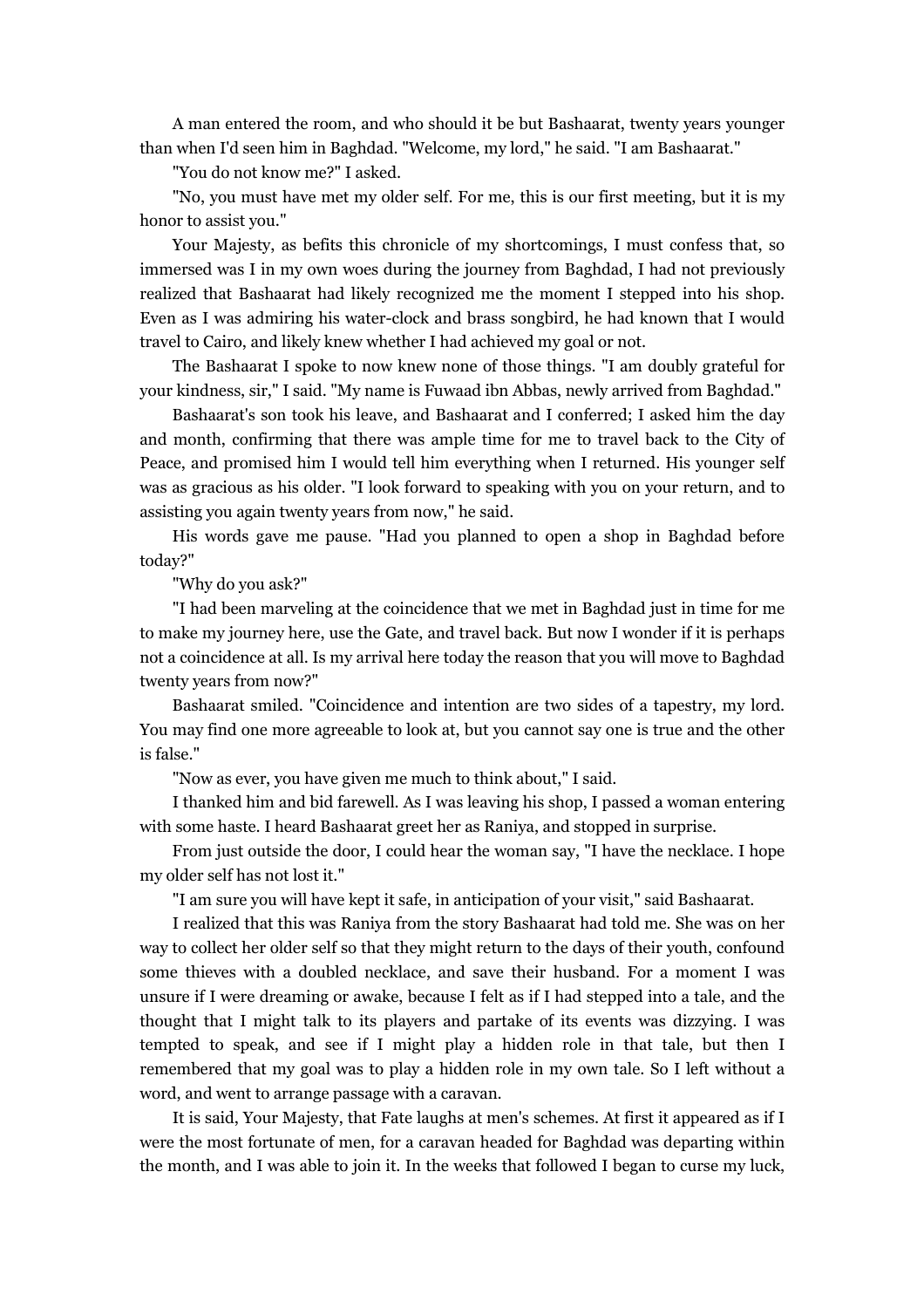A man entered the room, and who should it be but Bashaarat, twenty years younger than when I'd seen him in Baghdad. "Welcome, my lord," he said. "I am Bashaarat."

"You do not know me?" I asked.

"No, you must have met my older self. For me, this is our first meeting, but it is my honor to assist you."

Your Majesty, as befits this chronicle of my shortcomings, I must confess that, so immersed was I in my own woes during the journey from Baghdad, I had not previously realized that Bashaarat had likely recognized me the moment I stepped into his shop. Even as I was admiring his water-clock and brass songbird, he had known that I would travel to Cairo, and likely knew whether I had achieved my goal or not.

The Bashaarat I spoke to now knew none of those things. "I am doubly grateful for your kindness, sir," I said. "My name is Fuwaad ibn Abbas, newly arrived from Baghdad."

Bashaarat's son took his leave, and Bashaarat and I conferred; I asked him the day and month, confirming that there was ample time for me to travel back to the City of Peace, and promised him I would tell him everything when I returned. His younger self was as gracious as his older. "I look forward to speaking with you on your return, and to assisting you again twenty years from now," he said.

His words gave me pause. "Had you planned to open a shop in Baghdad before today?"

"Why do you ask?"

"I had been marveling at the coincidence that we met in Baghdad just in time for me to make my journey here, use the Gate, and travel back. But now I wonder if it is perhaps not a coincidence at all. Is my arrival here today the reason that you will move to Baghdad twenty years from now?"

Bashaarat smiled. "Coincidence and intention are two sides of a tapestry, my lord. You may find one more agreeable to look at, but you cannot say one is true and the other is false."

"Now as ever, you have given me much to think about," I said.

I thanked him and bid farewell. As I was leaving his shop, I passed a woman entering with some haste. I heard Bashaarat greet her as Raniya, and stopped in surprise.

From just outside the door, I could hear the woman say, "I have the necklace. I hope my older self has not lost it."

"I am sure you will have kept it safe, in anticipation of your visit," said Bashaarat.

I realized that this was Raniya from the story Bashaarat had told me. She was on her way to collect her older self so that they might return to the days of their youth, confound some thieves with a doubled necklace, and save their husband. For a moment I was unsure if I were dreaming or awake, because I felt as if I had stepped into a tale, and the thought that I might talk to its players and partake of its events was dizzying. I was tempted to speak, and see if I might play a hidden role in that tale, but then I remembered that my goal was to play a hidden role in my own tale. So I left without a word, and went to arrange passage with a caravan.

It is said, Your Majesty, that Fate laughs at men's schemes. At first it appeared as if I were the most fortunate of men, for a caravan headed for Baghdad was departing within the month, and I was able to join it. In the weeks that followed I began to curse my luck,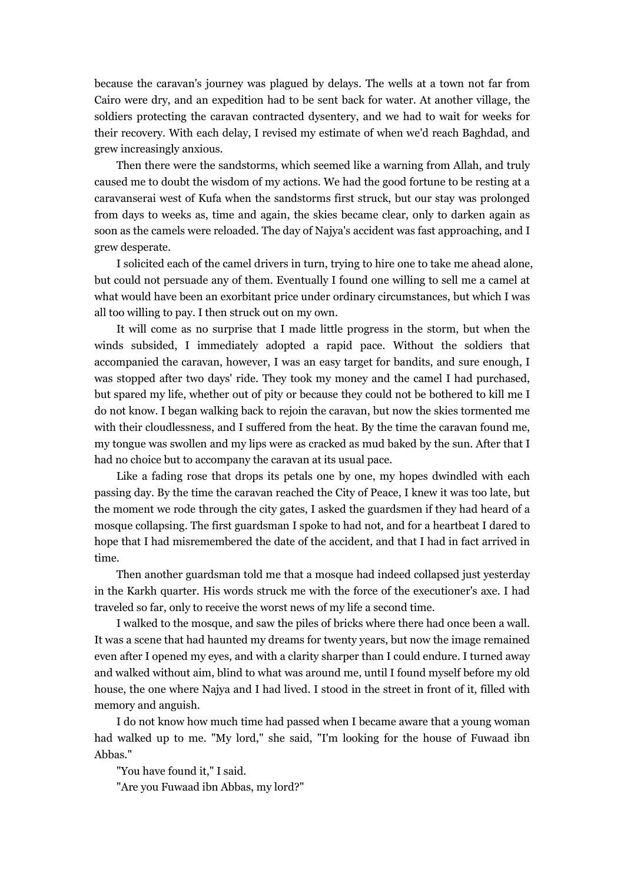because the caravan's journey was plagued by delays. The wells at a town not far from Cairo were dry, and an expedition had to be sent back for water. At another village, the soldiers protecting the caravan contracted dysentery, and we had to wait for weeks for their recovery. With each delay, I revised my estimate of when we'd reach Baghdad, and grew increasingly anxious.

Then there were the sandstorms, which seemed like a warning from Allah, and truly caused me to doubt the wisdom of my actions. We had the good fortune to be resting at a caravanserai west of Kufa when the sandstorms first struck, but our stay was prolonged from days to weeks as, time and again, the skies became clear, only to darken again as soon as the camels were reloaded. The day of Najya's accident was fast approaching, and I grew desperate.

I solicited each of the camel drivers in turn, trying to hire one to take me ahead alone, but could not persuade any of them. Eventually I found one willing to sell me a camel at what would have been an exorbitant price under ordinary circumstances, but which I was all too willing to pay. I then struck out on my own.

It will come as no surprise that I made little progress in the storm, but when the winds subsided, I immediately adopted a rapid pace. Without the soldiers that accompanied the caravan, however, I was an easy target for bandits, and sure enough, I was stopped after two days' ride. They took my money and the camel I had purchased, but spared my life, whether out of pity or because they could not be bothered to kill me I do not know. I began walking back to rejoin the caravan, but now the skies tormented me with their cloudlessness, and I suffered from the heat. By the time the caravan found me, my tongue was swollen and my lips were as cracked as mud baked by the sun. After that I had no choice but to accompany the caravan at its usual pace.

Like a fading rose that drops its petals one by one, my hopes dwindled with each passing day. By the time the caravan reached the City of Peace, I knew it was too late, but the moment we rode through the city gates, I asked the guardsmen if they had heard of a mosque collapsing. The first guardsman I spoke to had not, and for a heartbeat I dared to hope that I had misremembered the date of the accident, and that I had in fact arrived in time.

Then another guardsman told me that a mosque had indeed collapsed just yesterday in the Karkh quarter. His words struck me with the force of the executioner's axe. I had traveled so far, only to receive the worst news of my life a second time.

I walked to the mosque, and saw the piles of bricks where there had once been a wall. It was a scene that had haunted my dreams for twenty years, but now the image remained even after I opened my eyes, and with a clarity sharper than I could endure. I turned away and walked without aim, blind to what was around me, until I found myself before my old house, the one where Najya and I had lived. I stood in the street in front of it, filled with memory and anguish.

I do not know how much time had passed when I became aware that a young woman had walked up to me. "My lord," she said, "I'm looking for the house of Fuwaad ibn Abbas."

"You have found it," I said.

"Are you Fuwaad ibn Abbas, my lord?"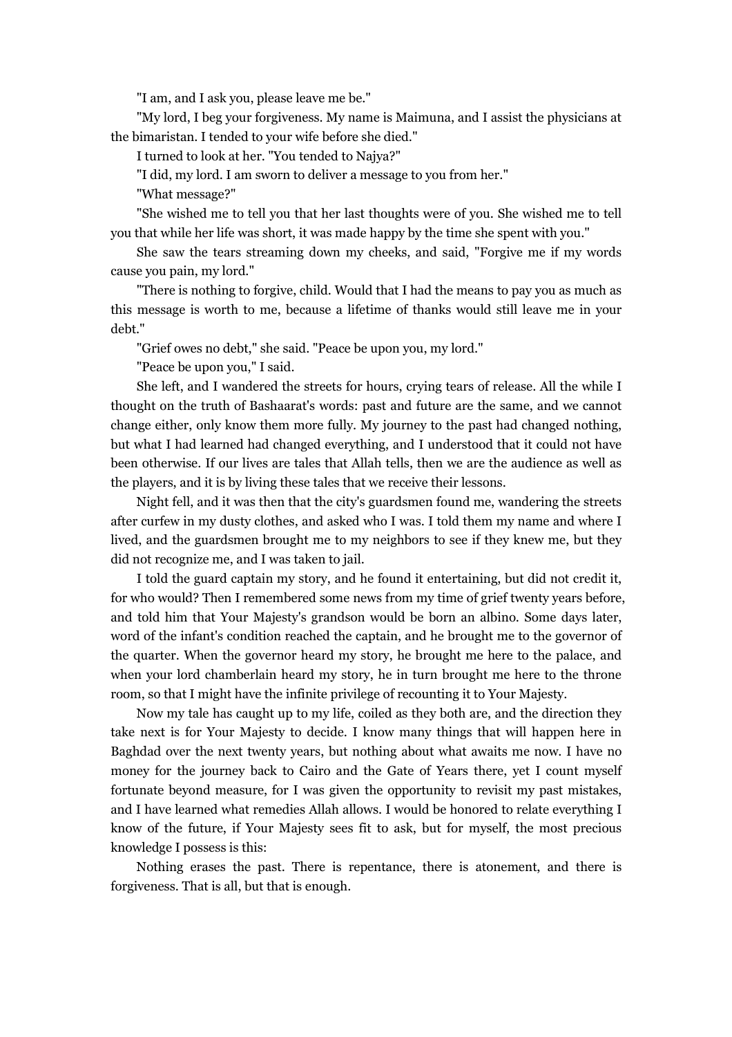"I am, and I ask you, please leave me be."

"My lord, I beg your forgiveness. My name is Maimuna, and I assist the physicians at the bimaristan. I tended to your wife before she died."

I turned to look at her. "You tended to Najya?"

"I did, my lord. I am sworn to deliver a message to you from her."

"What message?"

"She wished me to tell you that her last thoughts were of you. She wished me to tell you that while her life was short, it was made happy by the time she spent with you."

She saw the tears streaming down my cheeks, and said, "Forgive me if my words cause you pain, my lord."

"There is nothing to forgive, child. Would that I had the means to pay you as much as this message is worth to me, because a lifetime of thanks would still leave me in your debt."

"Grief owes no debt," she said. "Peace be upon you, my lord."

"Peace be upon you," I said.

She left, and I wandered the streets for hours, crying tears of release. All the while I thought on the truth of Bashaarat's words: past and future are the same, and we cannot change either, only know them more fully. My journey to the past had changed nothing, but what I had learned had changed everything, and I understood that it could not have been otherwise. If our lives are tales that Allah tells, then we are the audience as well as the players, and it is by living these tales that we receive their lessons.

Night fell, and it was then that the city's guardsmen found me, wandering the streets after curfew in my dusty clothes, and asked who I was. I told them my name and where I lived, and the guardsmen brought me to my neighbors to see if they knew me, but they did not recognize me, and I was taken to jail.

I told the guard captain my story, and he found it entertaining, but did not credit it, for who would? Then I remembered some news from my time of grief twenty years before, and told him that Your Majesty's grandson would be born an albino. Some days later, word of the infant's condition reached the captain, and he brought me to the governor of the quarter. When the governor heard my story, he brought me here to the palace, and when your lord chamberlain heard my story, he in turn brought me here to the throne room, so that I might have the infinite privilege of recounting it to Your Majesty.

Now my tale has caught up to my life, coiled as they both are, and the direction they take next is for Your Majesty to decide. I know many things that will happen here in Baghdad over the next twenty years, but nothing about what awaits me now. I have no money for the journey back to Cairo and the Gate of Years there, yet I count myself fortunate beyond measure, for I was given the opportunity to revisit my past mistakes, and I have learned what remedies Allah allows. I would be honored to relate everything I know of the future, if Your Majesty sees fit to ask, but for myself, the most precious knowledge I possess is this:

Nothing erases the past. There is repentance, there is atonement, and there is forgiveness. That is all, but that is enough.